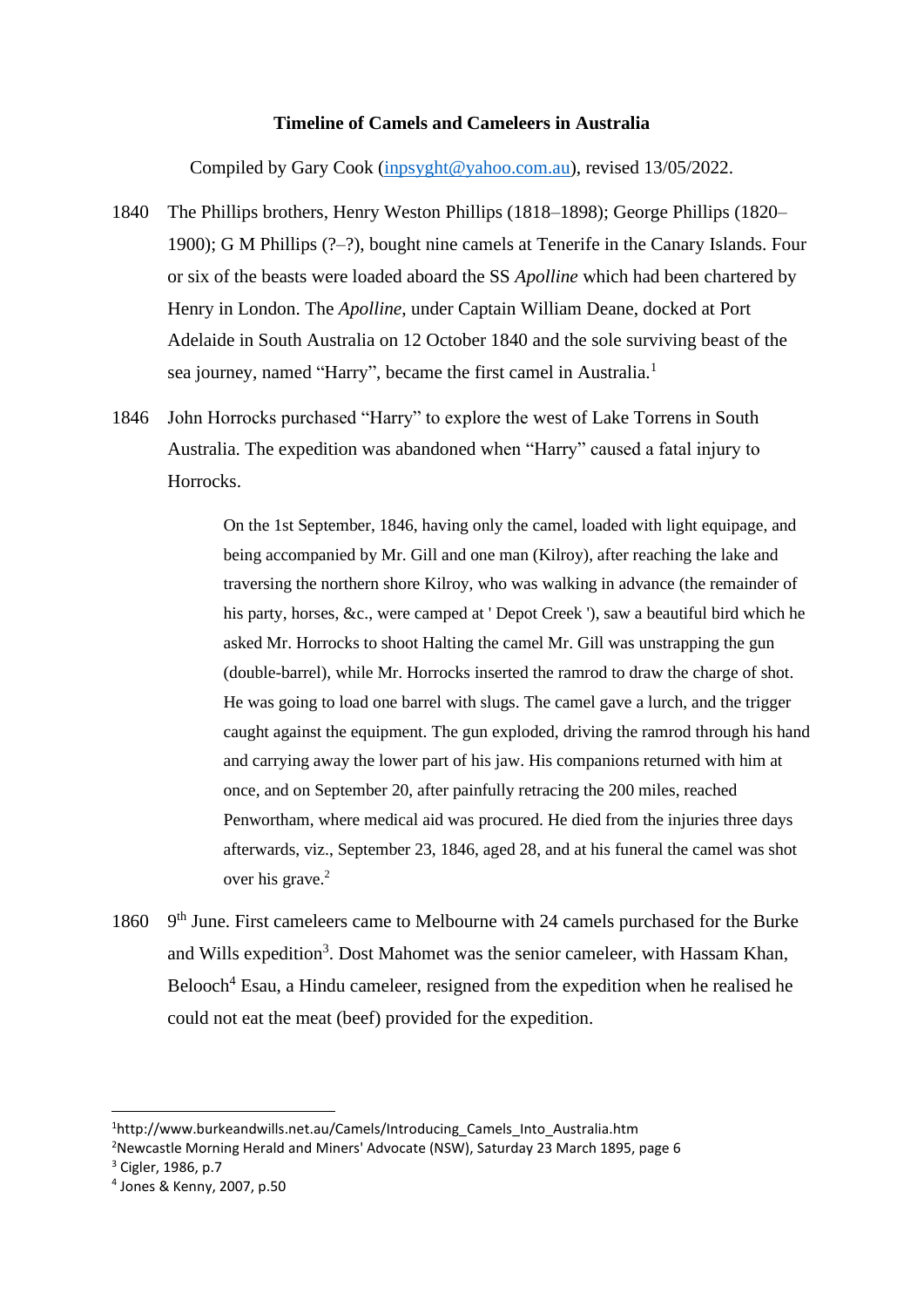**Timeline of Camels and Cameleers in Australia**

Compiled by Gary Cook (inpsyght@yahoo.com.au), revised 13/05/2022.

1840 The Phillips brothers, Henry Weston Phillips (1818–1898); George Phillips (1820–1900); G M Phillips (?–?), bought nine camels at Tenerife in the Canary Islands. Four or six of the beasts were loaded aboard the SS *Apolline* which had been chartered by Henry in London. The *Apolline*, under Captain William Deane, docked at Port Adelaide in South Australia on 12 October 1840 and the sole surviving beast of the sea journey, named "Harry", became the first camel in Australia.[1]

1846 John Horrocks purchased "Harry" to explore the west of Lake Torrens in South Australia. The expedition was abandoned when "Harry" caused a fatal injury to Horrocks.

> On the 1st September, 1846, having only the camel, loaded with light equipage, and being accompanied by Mr. Gill and one man (Kilroy), after reaching the lake and traversing the northern shore Kilroy, who was walking in advance (the remainder of his party, horses, &c., were camped at ' Depot Creek '), saw a beautiful bird which he asked Mr. Horrocks to shoot Halting the camel Mr. Gill was unstrapping the gun (double-barrel), while Mr. Horrocks inserted the ramrod to draw the charge of shot. He was going to load one barrel with slugs. The camel gave a lurch, and the trigger caught against the equipment. The gun exploded, driving the ramrod through his hand and carrying away the lower part of his jaw. His companions returned with him at once, and on September 20, after painfully retracing the 200 miles, reached Penwortham, where medical aid was procured. He died from the injuries three days afterwards, viz., September 23, 1846, aged 28, and at his funeral the camel was shot over his grave.[2]

1860 9th June. First cameleers came to Melbourne with 24 camels purchased for the Burke and Wills expedition[3]. Dost Mahomet was the senior cameleer, with Hassam Khan, Belooch[4] Esau, a Hindu cameleer, resigned from the expedition when he realised he could not eat the meat (beef) provided for the expedition.

---

[1] http://www.burkeandwills.net.au/Camels/Introducing_Camels_Into_Australia.htm
[2] Newcastle Morning Herald and Miners' Advocate (NSW), Saturday 23 March 1895, page 6
[3] Cigler, 1986, p.7
[4] Jones & Kenny, 2007, p.50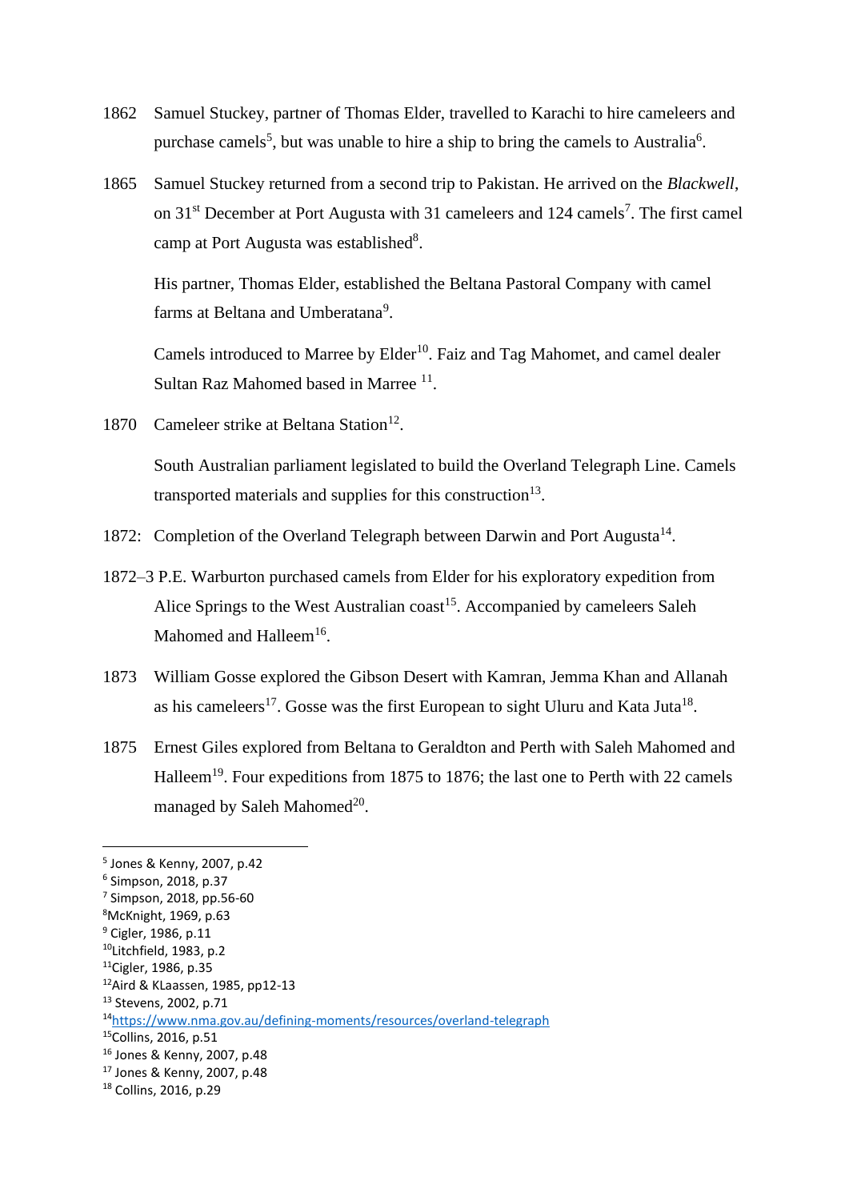1862 Samuel Stuckey, partner of Thomas Elder, travelled to Karachi to hire cameleers and purchase camels[5], but was unable to hire a ship to bring the camels to Australia[6].

1865 Samuel Stuckey returned from a second trip to Pakistan. He arrived on the *Blackwell*, on 31st December at Port Augusta with 31 cameleers and 124 camels[7]. The first camel camp at Port Augusta was established[8].

His partner, Thomas Elder, established the Beltana Pastoral Company with camel farms at Beltana and Umberatana[9].

Camels introduced to Marree by Elder[10]. Faiz and Tag Mahomet, and camel dealer Sultan Raz Mahomed based in Marree [11].

1870 Cameleer strike at Beltana Station[12].

South Australian parliament legislated to build the Overland Telegraph Line. Camels transported materials and supplies for this construction[13].

1872: Completion of the Overland Telegraph between Darwin and Port Augusta[14].

1872–3 P.E. Warburton purchased camels from Elder for his exploratory expedition from Alice Springs to the West Australian coast[15]. Accompanied by cameleers Saleh Mahomed and Halleem[16].

1873 William Gosse explored the Gibson Desert with Kamran, Jemma Khan and Allanah as his cameleers[17]. Gosse was the first European to sight Uluru and Kata Juta[18].

1875 Ernest Giles explored from Beltana to Geraldton and Perth with Saleh Mahomed and Halleem[19]. Four expeditions from 1875 to 1876; the last one to Perth with 22 camels managed by Saleh Mahomed[20].

---

[5] Jones & Kenny, 2007, p.42
[6] Simpson, 2018, p.37
[7] Simpson, 2018, pp.56-60
[8] McKnight, 1969, p.63
[9] Cigler, 1986, p.11
[10] Litchfield, 1983, p.2
[11] Cigler, 1986, p.35
[12] Aird & KLaassen, 1985, pp12-13
[13] Stevens, 2002, p.71
[14] https://www.nma.gov.au/defining-moments/resources/overland-telegraph
[15] Collins, 2016, p.51
[16] Jones & Kenny, 2007, p.48
[17] Jones & Kenny, 2007, p.48
[18] Collins, 2016, p.29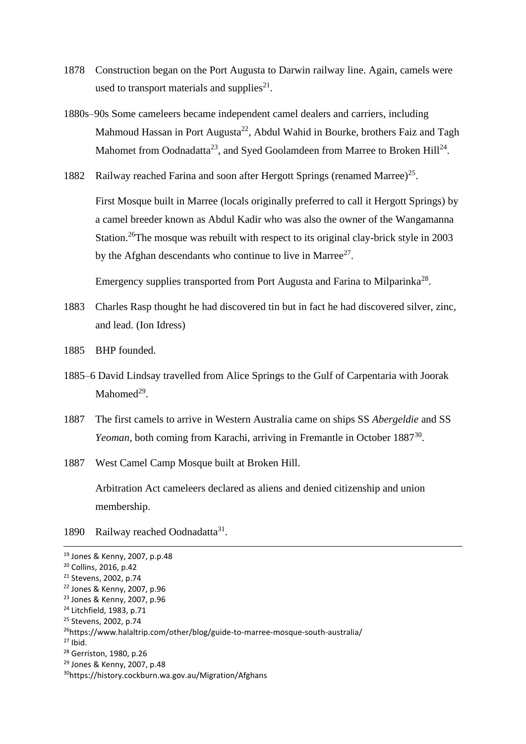1878 Construction began on the Port Augusta to Darwin railway line. Again, camels were used to transport materials and supplies[21].

1880s–90s Some cameleers became independent camel dealers and carriers, including Mahmoud Hassan in Port Augusta[22], Abdul Wahid in Bourke, brothers Faiz and Tagh Mahomet from Oodnadatta[23], and Syed Goolamdeen from Marree to Broken Hill[24].

1882 Railway reached Farina and soon after Hergott Springs (renamed Marree)[25].

First Mosque built in Marree (locals originally preferred to call it Hergott Springs) by a camel breeder known as Abdul Kadir who was also the owner of the Wangamanna Station.[26]The mosque was rebuilt with respect to its original clay-brick style in 2003 by the Afghan descendants who continue to live in Marree[27].

Emergency supplies transported from Port Augusta and Farina to Milparinka[28].

1883 Charles Rasp thought he had discovered tin but in fact he had discovered silver, zinc, and lead. (Ion Idress)

1885 BHP founded.

1885–6 David Lindsay travelled from Alice Springs to the Gulf of Carpentaria with Joorak Mahomed[29].

1887 The first camels to arrive in Western Australia came on ships SS *Abergeldie* and SS *Yeoman*, both coming from Karachi, arriving in Fremantle in October 1887[30].

1887 West Camel Camp Mosque built at Broken Hill.

Arbitration Act cameleers declared as aliens and denied citizenship and union membership.

1890 Railway reached Oodnadatta[31].

---

[19] Jones & Kenny, 2007, p.p.48
[20] Collins, 2016, p.42
[21] Stevens, 2002, p.74
[22] Jones & Kenny, 2007, p.96
[23] Jones & Kenny, 2007, p.96
[24] Litchfield, 1983, p.71
[25] Stevens, 2002, p.74
[26] https://www.halaltrip.com/other/blog/guide-to-marree-mosque-south-australia/
[27] Ibid.
[28] Gerriston, 1980, p.26
[29] Jones & Kenny, 2007, p.48
[30] https://history.cockburn.wa.gov.au/Migration/Afghans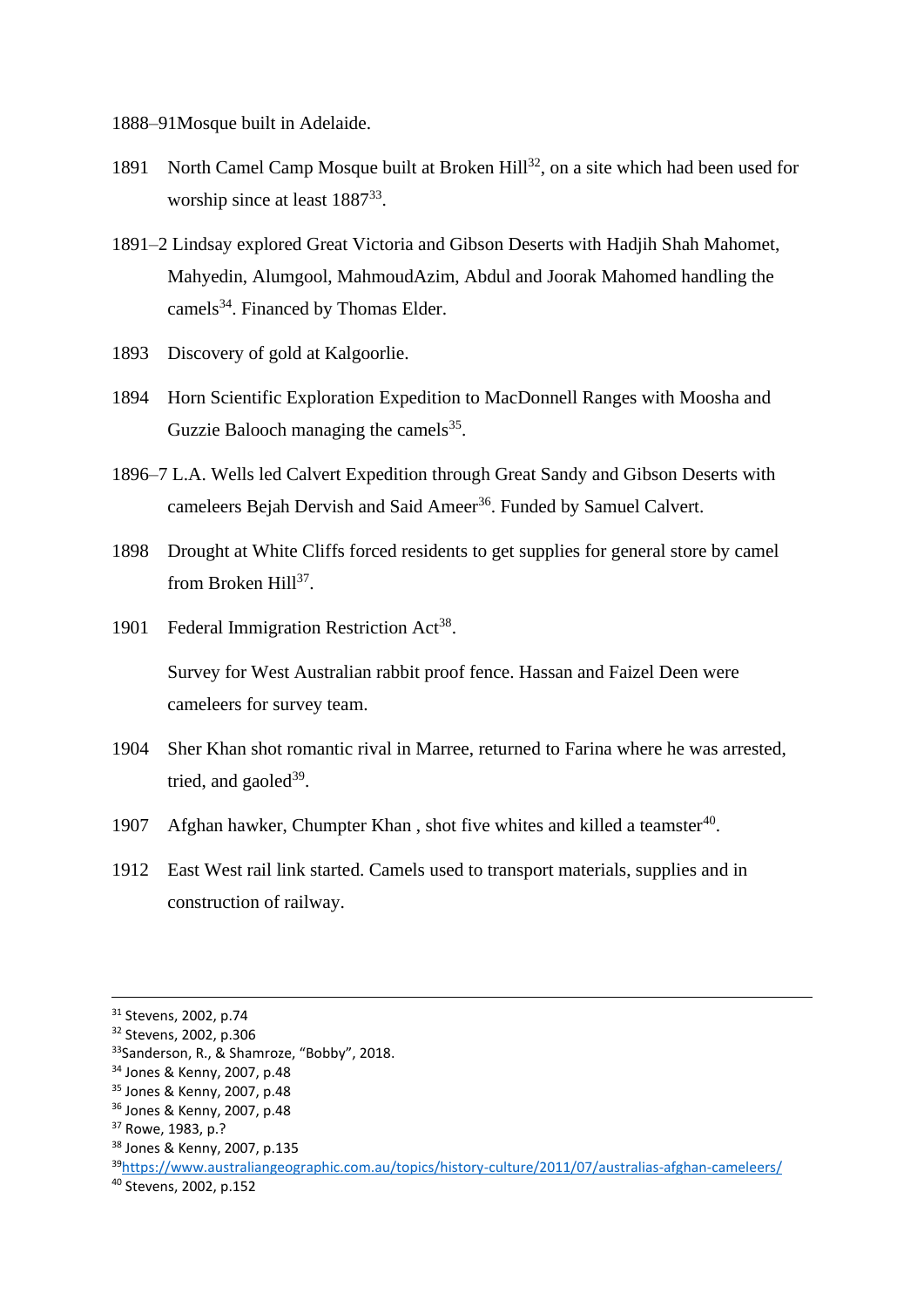1888–91Mosque built in Adelaide.

1891 North Camel Camp Mosque built at Broken Hill[32], on a site which had been used for worship since at least 1887[33].

1891–2 Lindsay explored Great Victoria and Gibson Deserts with Hadjih Shah Mahomet, Mahyedin, Alumgool, MahmoudAzim, Abdul and Joorak Mahomed handling the camels[34]. Financed by Thomas Elder.

1893 Discovery of gold at Kalgoorlie.

1894 Horn Scientific Exploration Expedition to MacDonnell Ranges with Moosha and Guzzie Balooch managing the camels[35].

1896–7 L.A. Wells led Calvert Expedition through Great Sandy and Gibson Deserts with cameleers Bejah Dervish and Said Ameer[36]. Funded by Samuel Calvert.

1898 Drought at White Cliffs forced residents to get supplies for general store by camel from Broken Hill[37].

1901 Federal Immigration Restriction Act[38].

Survey for West Australian rabbit proof fence. Hassan and Faizel Deen were cameleers for survey team.

1904 Sher Khan shot romantic rival in Marree, returned to Farina where he was arrested, tried, and gaoled[39].

1907 Afghan hawker, Chumpter Khan , shot five whites and killed a teamster[40].

1912 East West rail link started. Camels used to transport materials, supplies and in construction of railway.

---

[31] Stevens, 2002, p.74
[32] Stevens, 2002, p.306
[33] Sanderson, R., & Shamroze, "Bobby", 2018.
[34] Jones & Kenny, 2007, p.48
[35] Jones & Kenny, 2007, p.48
[36] Jones & Kenny, 2007, p.48
[37] Rowe, 1983, p.?
[38] Jones & Kenny, 2007, p.135
[39] https://www.australiangeographic.com.au/topics/history-culture/2011/07/australias-afghan-cameleers/
[40] Stevens, 2002, p.152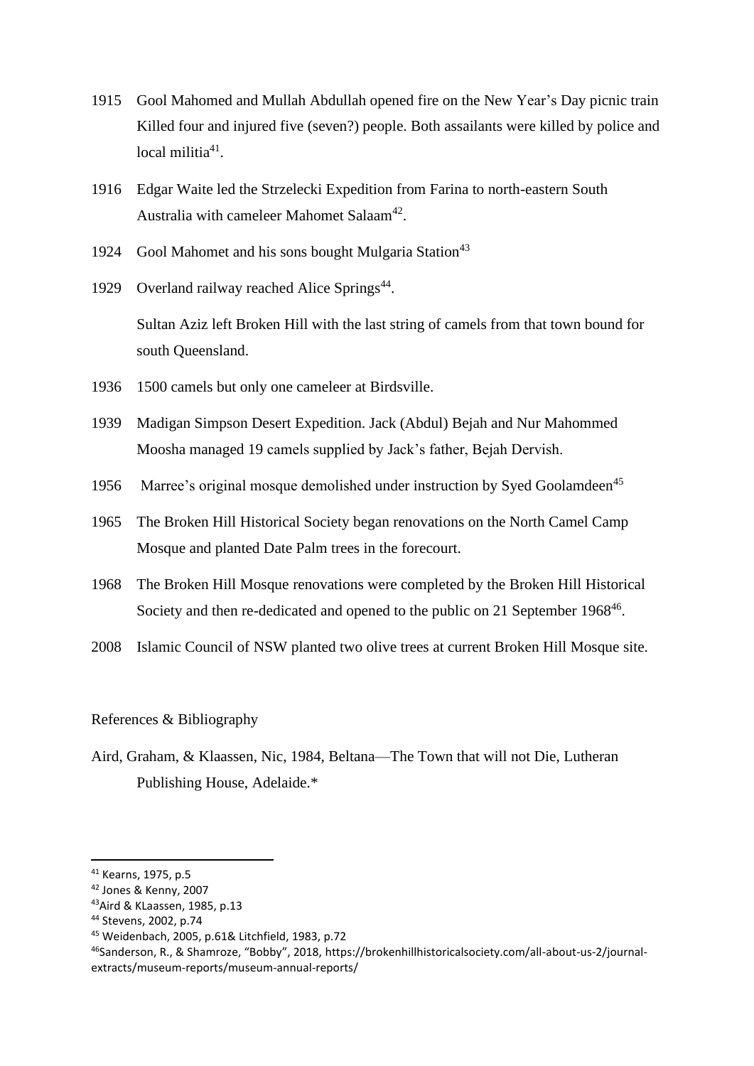1915 Gool Mahomed and Mullah Abdullah opened fire on the New Year's Day picnic train Killed four and injured five (seven?) people. Both assailants were killed by police and local militia[41].

1916 Edgar Waite led the Strzelecki Expedition from Farina to north-eastern South Australia with cameleer Mahomet Salaam[42].

1924 Gool Mahomet and his sons bought Mulgaria Station[43]

1929 Overland railway reached Alice Springs[44].

Sultan Aziz left Broken Hill with the last string of camels from that town bound for south Queensland.

1936 1500 camels but only one cameleer at Birdsville.

1939 Madigan Simpson Desert Expedition. Jack (Abdul) Bejah and Nur Mahommed Moosha managed 19 camels supplied by Jack's father, Bejah Dervish.

1956 Marree's original mosque demolished under instruction by Syed Goolamdeen[45]

1965 The Broken Hill Historical Society began renovations on the North Camel Camp Mosque and planted Date Palm trees in the forecourt.

1968 The Broken Hill Mosque renovations were completed by the Broken Hill Historical Society and then re-dedicated and opened to the public on 21 September 1968[46].

2008 Islamic Council of NSW planted two olive trees at current Broken Hill Mosque site.

References & Bibliography

Aird, Graham, & Klaassen, Nic, 1984, Beltana—The Town that will not Die, Lutheran Publishing House, Adelaide.*

---

[41] Kearns, 1975, p.5

[42] Jones & Kenny, 2007

[43] Aird & KLaassen, 1985, p.13

[44] Stevens, 2002, p.74

[45] Weidenbach, 2005, p.61& Litchfield, 1983, p.72

[46] Sanderson, R., & Shamroze, "Bobby", 2018, https://brokenhillhistoricalsociety.com/all-about-us-2/journal-extracts/museum-reports/museum-annual-reports/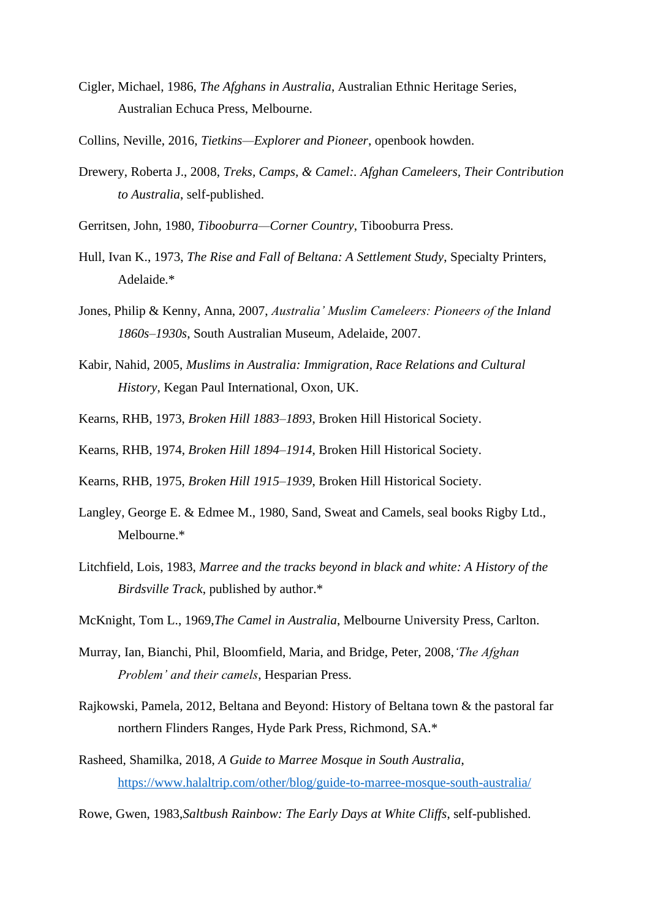Cigler, Michael, 1986, *The Afghans in Australia*, Australian Ethnic Heritage Series, Australian Echuca Press, Melbourne.

Collins, Neville, 2016, *Tietkins—Explorer and Pioneer*, openbook howden.

Drewery, Roberta J., 2008, *Treks, Camps, & Camel:. Afghan Cameleers, Their Contribution to Australia*, self-published.

Gerritsen, John, 1980, *Tibooburra—Corner Country*, Tibooburra Press.

Hull, Ivan K., 1973, *The Rise and Fall of Beltana: A Settlement Study*, Specialty Printers, Adelaide.*

Jones, Philip & Kenny, Anna, 2007, *Australia' Muslim Cameleers: Pioneers of the Inland 1860s–1930s*, South Australian Museum, Adelaide, 2007.

Kabir, Nahid, 2005, *Muslims in Australia: Immigration, Race Relations and Cultural History*, Kegan Paul International, Oxon, UK.

Kearns, RHB, 1973, *Broken Hill 1883–1893*, Broken Hill Historical Society.

Kearns, RHB, 1974, *Broken Hill 1894–1914*, Broken Hill Historical Society.

Kearns, RHB, 1975, *Broken Hill 1915–1939*, Broken Hill Historical Society.

Langley, George E. & Edmee M., 1980, Sand, Sweat and Camels, seal books Rigby Ltd., Melbourne.*

Litchfield, Lois, 1983, *Marree and the tracks beyond in black and white: A History of the Birdsville Track*, published by author.*

McKnight, Tom L., 1969,*The Camel in Australia*, Melbourne University Press, Carlton.

Murray, Ian, Bianchi, Phil, Bloomfield, Maria, and Bridge, Peter, 2008,*'The Afghan Problem' and their camels*, Hesparian Press.

Rajkowski, Pamela, 2012, Beltana and Beyond: History of Beltana town & the pastoral far northern Flinders Ranges, Hyde Park Press, Richmond, SA.*

Rasheed, Shamilka, 2018, *A Guide to Marree Mosque in South Australia*, https://www.halaltrip.com/other/blog/guide-to-marree-mosque-south-australia/

Rowe, Gwen, 1983,*Saltbush Rainbow: The Early Days at White Cliffs*, self-published.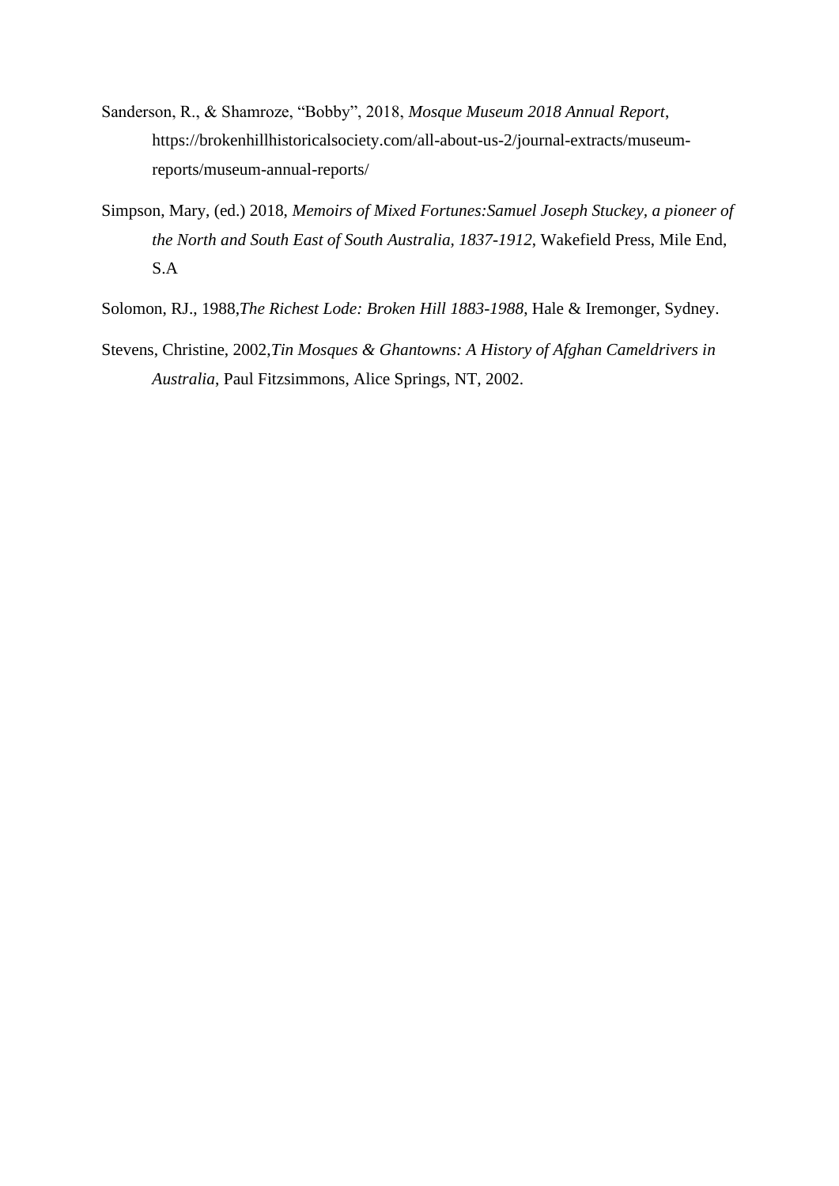Sanderson, R., & Shamroze, “Bobby”, 2018, *Mosque Museum 2018 Annual Report*, https://brokenhillhistoricalsociety.com/all-about-us-2/journal-extracts/museum-reports/museum-annual-reports/

Simpson, Mary, (ed.) 2018, *Memoirs of Mixed Fortunes:Samuel Joseph Stuckey, a pioneer of the North and South East of South Australia, 1837-1912*, Wakefield Press, Mile End, S.A

Solomon, RJ., 1988,*The Richest Lode: Broken Hill 1883-1988*, Hale & Iremonger, Sydney.

Stevens, Christine, 2002,*Tin Mosques & Ghantowns: A History of Afghan Cameldrivers in Australia*, Paul Fitzsimmons, Alice Springs, NT, 2002.